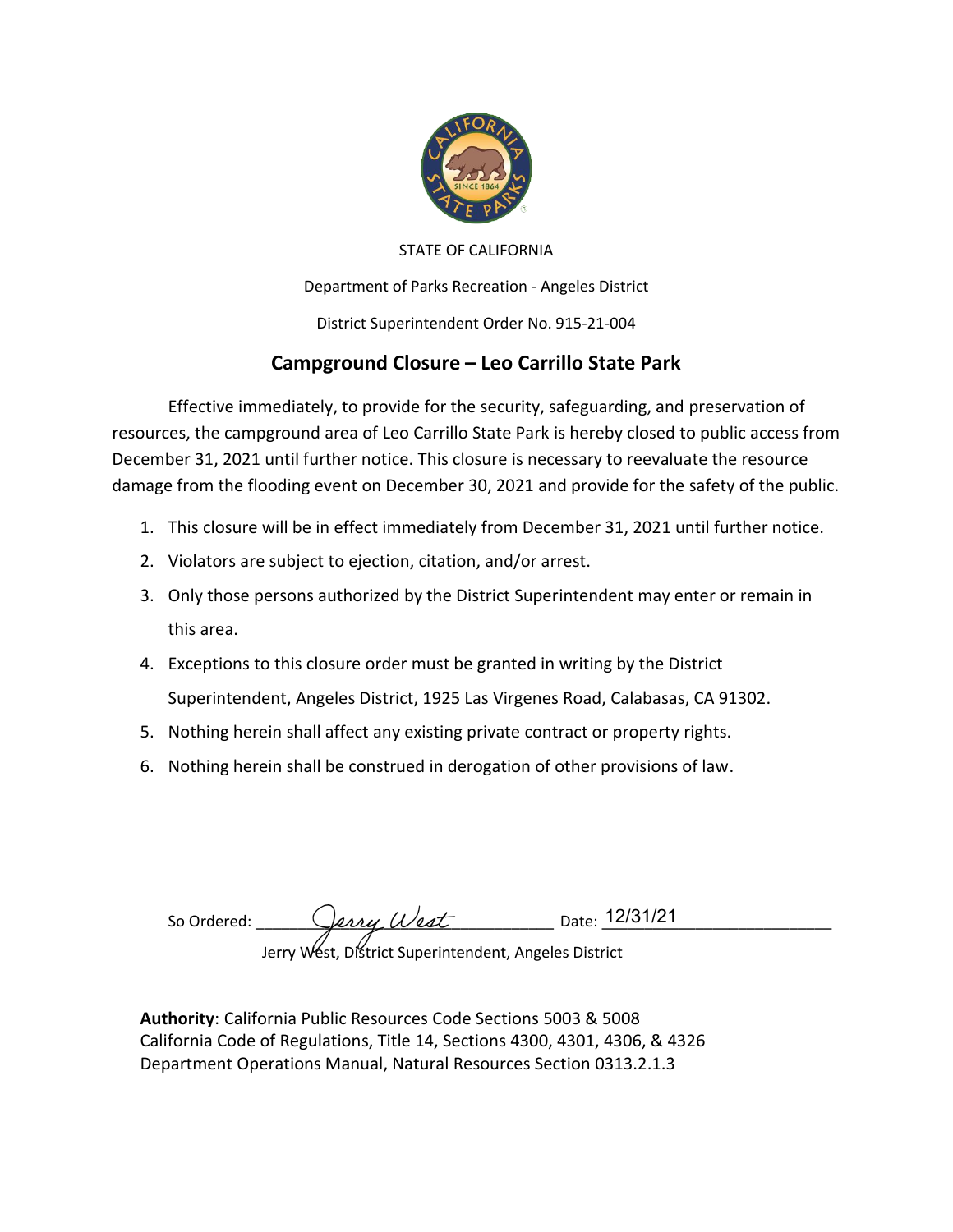STATE OF CALIFORNIA

Department of Parks Recreation - Angeles District

District Superintendent Order No. 915-21-004

## Campground Closure – Leo Carrillo State Park

Effective immediately, to provide for the security, safeguarding, and preservation of resources, the campground area of Leo Carrillo State Park is hereby closed to public access from December 31, 2021 until further notice. This closure is necessary to reevaluate the resource damage from the flooding event on December 30, 2021 and provide for the safety of the public.

1. This closure will be in effect immediately from December 31, 2021 until further notice.
2. Violators are subject to ejection, citation, and/or arrest.
3. Only those persons authorized by the District Superintendent may enter or remain in this area.
4. Exceptions to this closure order must be granted in writing by the District Superintendent, Angeles District, 1925 Las Virgenes Road, Calabasas, CA 91302.
5. Nothing herein shall affect any existing private contract or property rights.
6. Nothing herein shall be construed in derogation of other provisions of law.

So Ordered: Jerry West Date: 12/31/21

Jerry West, District Superintendent, Angeles District

**Authority**: California Public Resources Code Sections 5003 & 5008
California Code of Regulations, Title 14, Sections 4300, 4301, 4306, & 4326
Department Operations Manual, Natural Resources Section 0313.2.1.3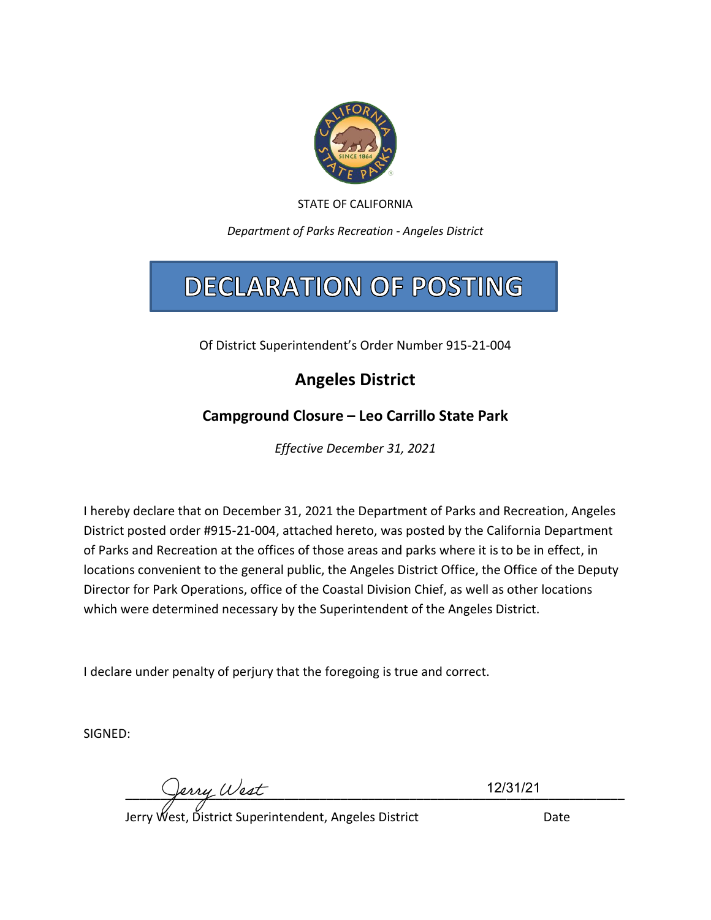STATE OF CALIFORNIA

*Department of Parks Recreation - Angeles District*

# DECLARATION OF POSTING

Of District Superintendent's Order Number 915-21-004

## Angeles District

### Campground Closure – Leo Carrillo State Park

*Effective December 31, 2021*

I hereby declare that on December 31, 2021 the Department of Parks and Recreation, Angeles District posted order #915-21-004, attached hereto, was posted by the California Department of Parks and Recreation at the offices of those areas and parks where it is to be in effect, in locations convenient to the general public, the Angeles District Office, the Office of the Deputy Director for Park Operations, office of the Coastal Division Chief, as well as other locations which were determined necessary by the Superintendent of the Angeles District.

I declare under penalty of perjury that the foregoing is true and correct.

SIGNED:

Jerry West 12/31/21

Jerry West, District Superintendent, Angeles District Date